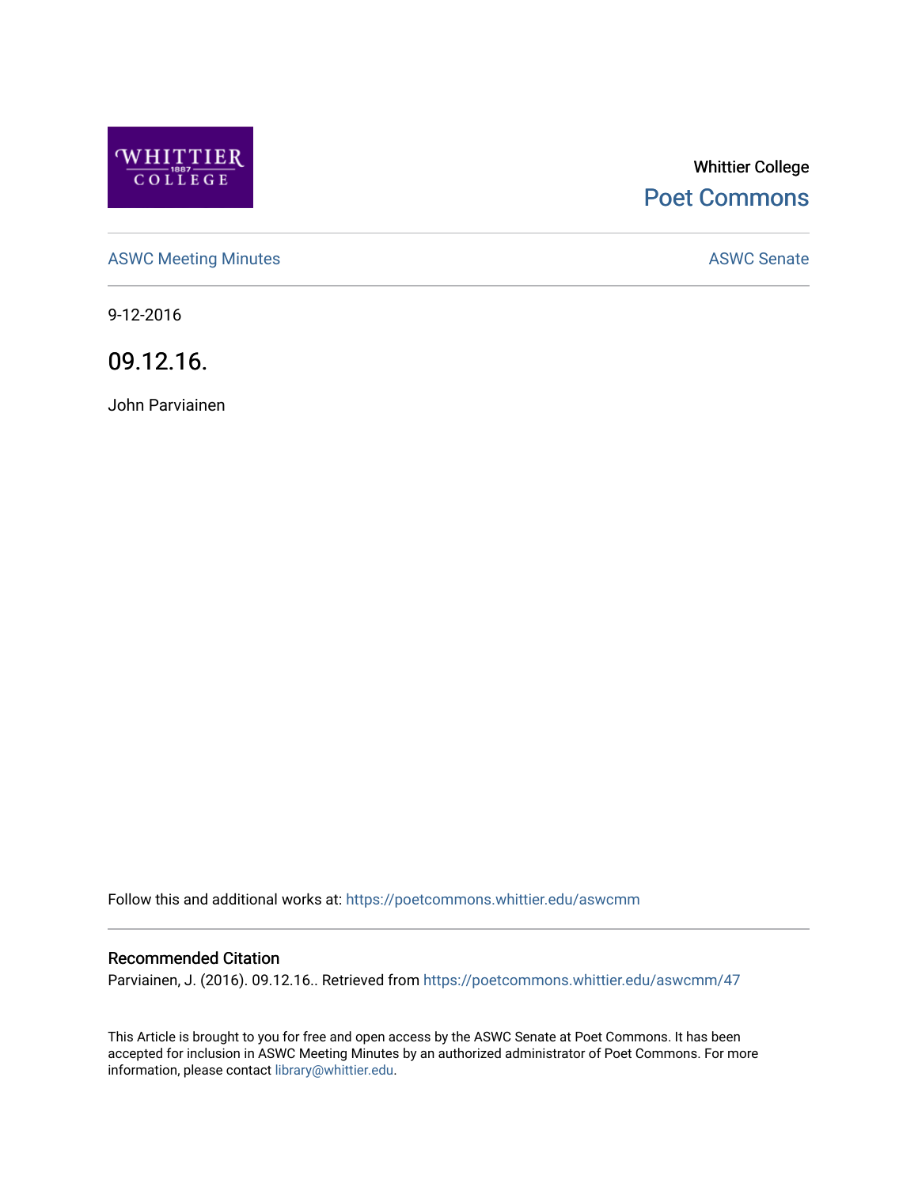Whittier College

Poet Commons

ASWC Meeting Minutes

ASWC Senate

9-12-2016

# 09.12.16.

John Parviainen

Follow this and additional works at: https://poetcommons.whittier.edu/aswcmm

## Recommended Citation

Parviainen, J. (2016). 09.12.16.. Retrieved from https://poetcommons.whittier.edu/aswcmm/47

This Article is brought to you for free and open access by the ASWC Senate at Poet Commons. It has been accepted for inclusion in ASWC Meeting Minutes by an authorized administrator of Poet Commons. For more information, please contact library@whittier.edu.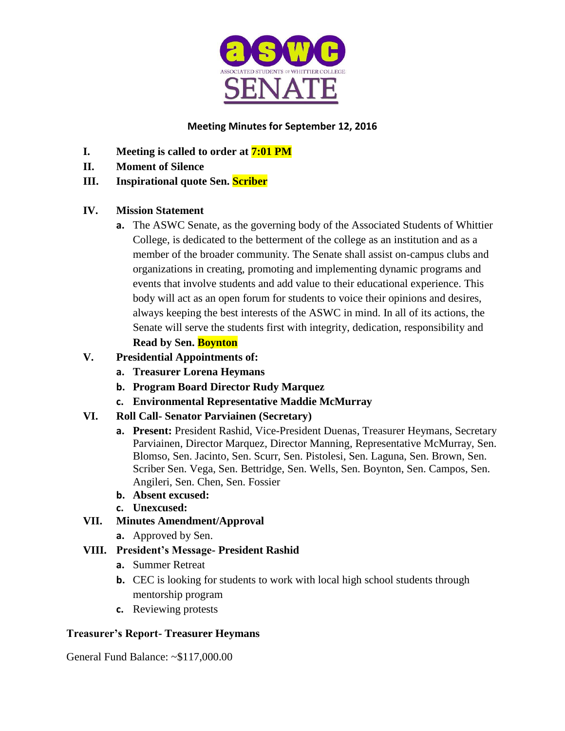ASSOCIATED STUDENTS OF WHITTIER COLLEGE SENATE

**Meeting Minutes for September 12, 2016**

I. **Meeting is called to order at 7:01 PM**
II. **Moment of Silence**
III. **Inspirational quote Sen. Scriber**

IV. **Mission Statement**
   a. The ASWC Senate, as the governing body of the Associated Students of Whittier College, is dedicated to the betterment of the college as an institution and as a member of the broader community. The Senate shall assist on-campus clubs and organizations in creating, promoting and implementing dynamic programs and events that involve students and add value to their educational experience. This body will act as an open forum for students to voice their opinions and desires, always keeping the best interests of the ASWC in mind. In all of its actions, the Senate will serve the students first with integrity, dedication, responsibility and **Read by Sen. Boynton**

V. **Presidential Appointments of:**
   a. **Treasurer Lorena Heymans**
   b. **Program Board Director Rudy Marquez**
   c. **Environmental Representative Maddie McMurray**

VI. **Roll Call- Senator Parviainen (Secretary)**
   a. **Present:** President Rashid, Vice-President Duenas, Treasurer Heymans, Secretary Parviainen, Director Marquez, Director Manning, Representative McMurray, Sen. Blomso, Sen. Jacinto, Sen. Scurr, Sen. Pistolesi, Sen. Laguna, Sen. Brown, Sen. Scriber Sen. Vega, Sen. Bettridge, Sen. Wells, Sen. Boynton, Sen. Campos, Sen. Angileri, Sen. Chen, Sen. Fossier
   b. **Absent excused:**
   c. **Unexcused:**

VII. **Minutes Amendment/Approval**
   a. Approved by Sen.

VIII. **President's Message- President Rashid**
   a. Summer Retreat
   b. CEC is looking for students to work with local high school students through mentorship program
   c. Reviewing protests

**Treasurer's Report- Treasurer Heymans**

General Fund Balance: ~$117,000.00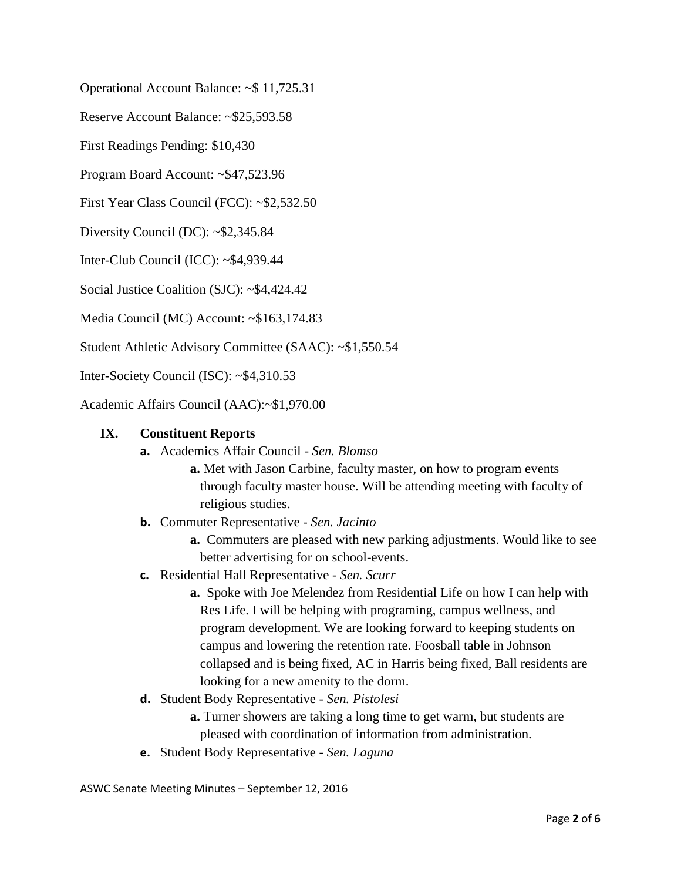Operational Account Balance: ~$ 11,725.31

Reserve Account Balance: ~$25,593.58

First Readings Pending: $10,430

Program Board Account: ~$47,523.96

First Year Class Council (FCC): ~$2,532.50

Diversity Council (DC): ~$2,345.84

Inter-Club Council (ICC): ~$4,939.44

Social Justice Coalition (SJC): ~$4,424.42

Media Council (MC) Account: ~$163,174.83

Student Athletic Advisory Committee (SAAC): ~$1,550.54

Inter-Society Council (ISC): ~$4,310.53

Academic Affairs Council (AAC):~$1,970.00

## IX. Constituent Reports

- **a.** Academics Affair Council - *Sen. Blomso*
  - **a.** Met with Jason Carbine, faculty master, on how to program events through faculty master house. Will be attending meeting with faculty of religious studies.
- **b.** Commuter Representative - *Sen. Jacinto*
  - **a.** Commuters are pleased with new parking adjustments. Would like to see better advertising for on school-events.
- **c.** Residential Hall Representative - *Sen. Scurr*
  - **a.** Spoke with Joe Melendez from Residential Life on how I can help with Res Life. I will be helping with programing, campus wellness, and program development. We are looking forward to keeping students on campus and lowering the retention rate. Foosball table in Johnson collapsed and is being fixed, AC in Harris being fixed, Ball residents are looking for a new amenity to the dorm.
- **d.** Student Body Representative - *Sen. Pistolesi*
  - **a.** Turner showers are taking a long time to get warm, but students are pleased with coordination of information from administration.
- **e.** Student Body Representative - *Sen. Laguna*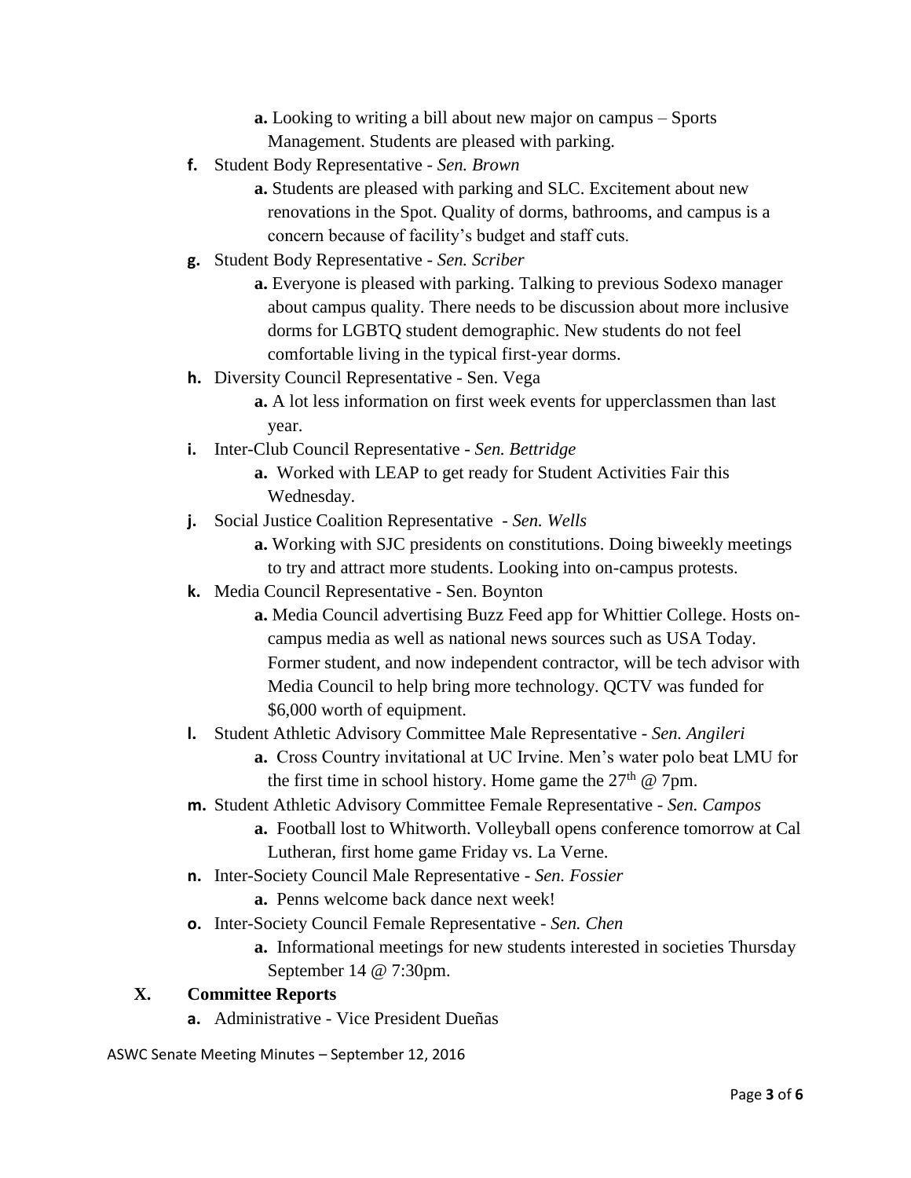- **a.** Looking to writing a bill about new major on campus – Sports Management. Students are pleased with parking.

- **f.** Student Body Representative - *Sen. Brown*
   - **a.** Students are pleased with parking and SLC. Excitement about new renovations in the Spot. Quality of dorms, bathrooms, and campus is a concern because of facility's budget and staff cuts.
- **g.** Student Body Representative - *Sen. Scriber*
   - **a.** Everyone is pleased with parking. Talking to previous Sodexo manager about campus quality. There needs to be discussion about more inclusive dorms for LGBTQ student demographic. New students do not feel comfortable living in the typical first-year dorms.
- **h.** Diversity Council Representative - Sen. Vega
   - **a.** A lot less information on first week events for upperclassmen than last year.
- **i.** Inter-Club Council Representative - *Sen. Bettridge*
   - **a.** Worked with LEAP to get ready for Student Activities Fair this Wednesday.
- **j.** Social Justice Coalition Representative - *Sen. Wells*
   - **a.** Working with SJC presidents on constitutions. Doing biweekly meetings to try and attract more students. Looking into on-campus protests.
- **k.** Media Council Representative - Sen. Boynton
   - **a.** Media Council advertising Buzz Feed app for Whittier College. Hosts on-campus media as well as national news sources such as USA Today. Former student, and now independent contractor, will be tech advisor with Media Council to help bring more technology. QCTV was funded for $6,000 worth of equipment.
- **l.** Student Athletic Advisory Committee Male Representative - *Sen. Angileri*
   - **a.** Cross Country invitational at UC Irvine. Men's water polo beat LMU for the first time in school history. Home game the 27th @ 7pm.
- **m.** Student Athletic Advisory Committee Female Representative - *Sen. Campos*
   - **a.** Football lost to Whitworth. Volleyball opens conference tomorrow at Cal Lutheran, first home game Friday vs. La Verne.
- **n.** Inter-Society Council Male Representative - *Sen. Fossier*
   - **a.** Penns welcome back dance next week!
- **o.** Inter-Society Council Female Representative - *Sen. Chen*
   - **a.** Informational meetings for new students interested in societies Thursday September 14 @ 7:30pm.

## X. Committee Reports

- **a.** Administrative - Vice President Dueñas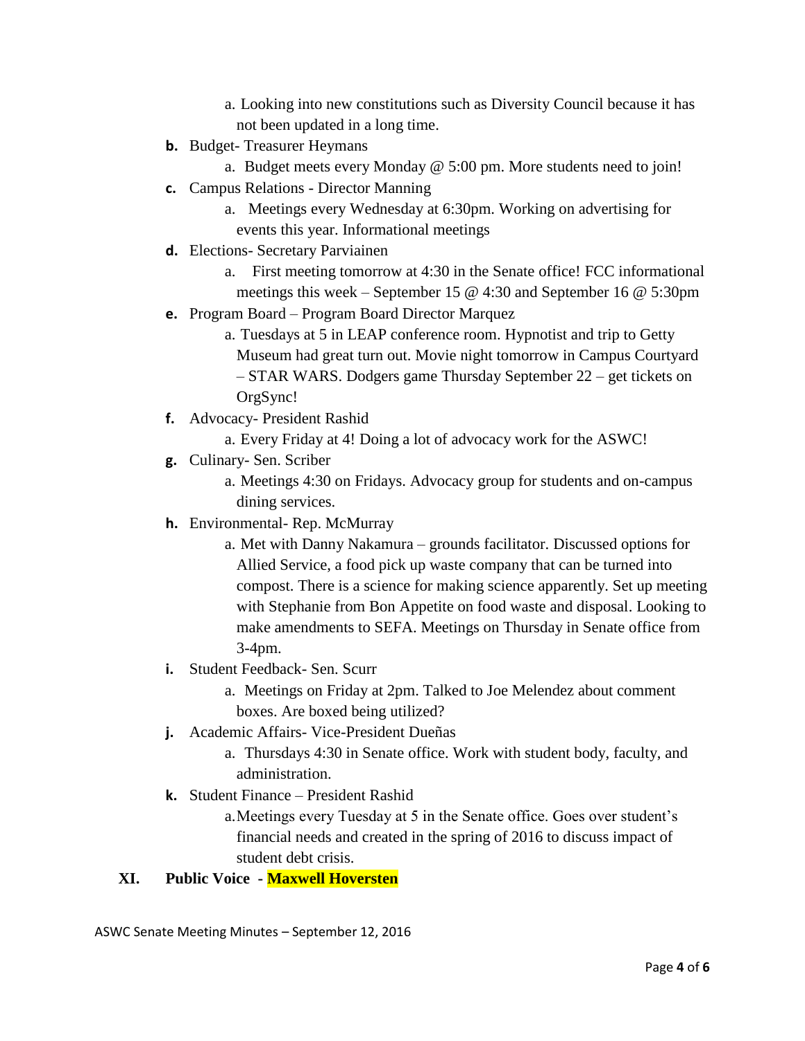a. Looking into new constitutions such as Diversity Council because it has not been updated in a long time.

**b.** Budget- Treasurer Heymans

a. Budget meets every Monday @ 5:00 pm. More students need to join!

**c.** Campus Relations - Director Manning

a. Meetings every Wednesday at 6:30pm. Working on advertising for events this year. Informational meetings

**d.** Elections- Secretary Parviainen

a. First meeting tomorrow at 4:30 in the Senate office! FCC informational meetings this week – September 15 @ 4:30 and September 16 @ 5:30pm

**e.** Program Board – Program Board Director Marquez

a. Tuesdays at 5 in LEAP conference room. Hypnotist and trip to Getty Museum had great turn out. Movie night tomorrow in Campus Courtyard – STAR WARS. Dodgers game Thursday September 22 – get tickets on OrgSync!

**f.** Advocacy- President Rashid

a. Every Friday at 4! Doing a lot of advocacy work for the ASWC!

**g.** Culinary- Sen. Scriber

a. Meetings 4:30 on Fridays. Advocacy group for students and on-campus dining services.

**h.** Environmental- Rep. McMurray

a. Met with Danny Nakamura – grounds facilitator. Discussed options for Allied Service, a food pick up waste company that can be turned into compost. There is a science for making science apparently. Set up meeting with Stephanie from Bon Appetite on food waste and disposal. Looking to make amendments to SEFA. Meetings on Thursday in Senate office from 3-4pm.

**i.** Student Feedback- Sen. Scurr

a. Meetings on Friday at 2pm. Talked to Joe Melendez about comment boxes. Are boxed being utilized?

**j.** Academic Affairs- Vice-President Dueñas

a. Thursdays 4:30 in Senate office. Work with student body, faculty, and administration.

**k.** Student Finance – President Rashid

a. Meetings every Tuesday at 5 in the Senate office. Goes over student's financial needs and created in the spring of 2016 to discuss impact of student debt crisis.

## XI. Public Voice - Maxwell Hoversten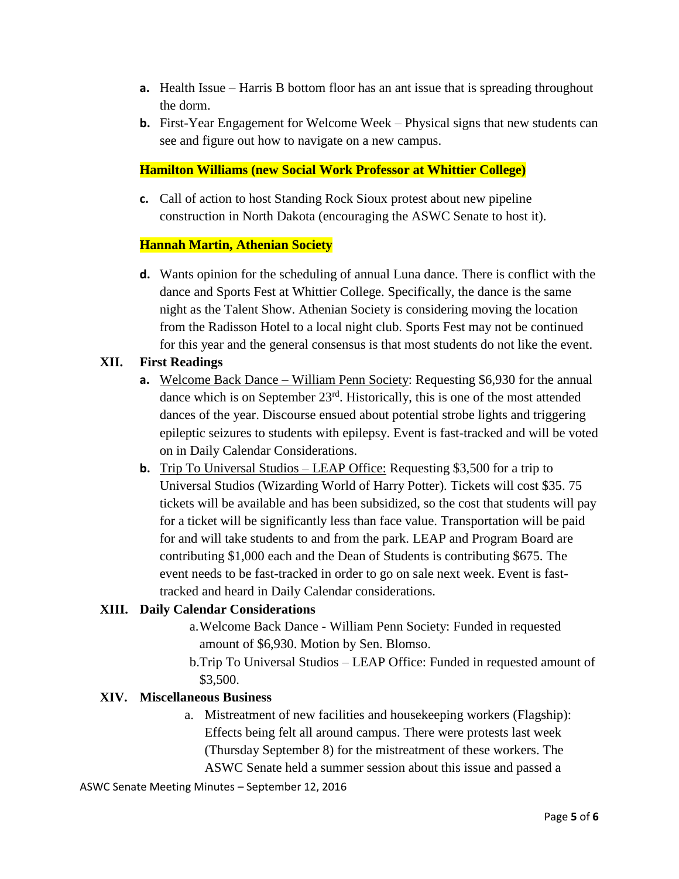- **a.** Health Issue – Harris B bottom floor has an ant issue that is spreading throughout the dorm.
- **b.** First-Year Engagement for Welcome Week – Physical signs that new students can see and figure out how to navigate on a new campus.

**Hamilton Williams (new Social Work Professor at Whittier College)**

- **c.** Call of action to host Standing Rock Sioux protest about new pipeline construction in North Dakota (encouraging the ASWC Senate to host it).

**Hannah Martin, Athenian Society**

- **d.** Wants opinion for the scheduling of annual Luna dance. There is conflict with the dance and Sports Fest at Whittier College. Specifically, the dance is the same night as the Talent Show. Athenian Society is considering moving the location from the Radisson Hotel to a local night club. Sports Fest may not be continued for this year and the general consensus is that most students do not like the event.

## XII. First Readings

- **a.** Welcome Back Dance – William Penn Society: Requesting \$6,930 for the annual dance which is on September 23rd. Historically, this is one of the most attended dances of the year. Discourse ensued about potential strobe lights and triggering epileptic seizures to students with epilepsy. Event is fast-tracked and will be voted on in Daily Calendar Considerations.
- **b.** Trip To Universal Studios – LEAP Office: Requesting \$3,500 for a trip to Universal Studios (Wizarding World of Harry Potter). Tickets will cost \$35. 75 tickets will be available and has been subsidized, so the cost that students will pay for a ticket will be significantly less than face value. Transportation will be paid for and will take students to and from the park. LEAP and Program Board are contributing \$1,000 each and the Dean of Students is contributing \$675. The event needs to be fast-tracked in order to go on sale next week. Event is fast-tracked and heard in Daily Calendar considerations.

## XIII. Daily Calendar Considerations

a. Welcome Back Dance - William Penn Society: Funded in requested amount of \$6,930. Motion by Sen. Blomso.

b. Trip To Universal Studios – LEAP Office: Funded in requested amount of \$3,500.

## XIV. Miscellaneous Business

a. Mistreatment of new facilities and housekeeping workers (Flagship): Effects being felt all around campus. There were protests last week (Thursday September 8) for the mistreatment of these workers. The ASWC Senate held a summer session about this issue and passed a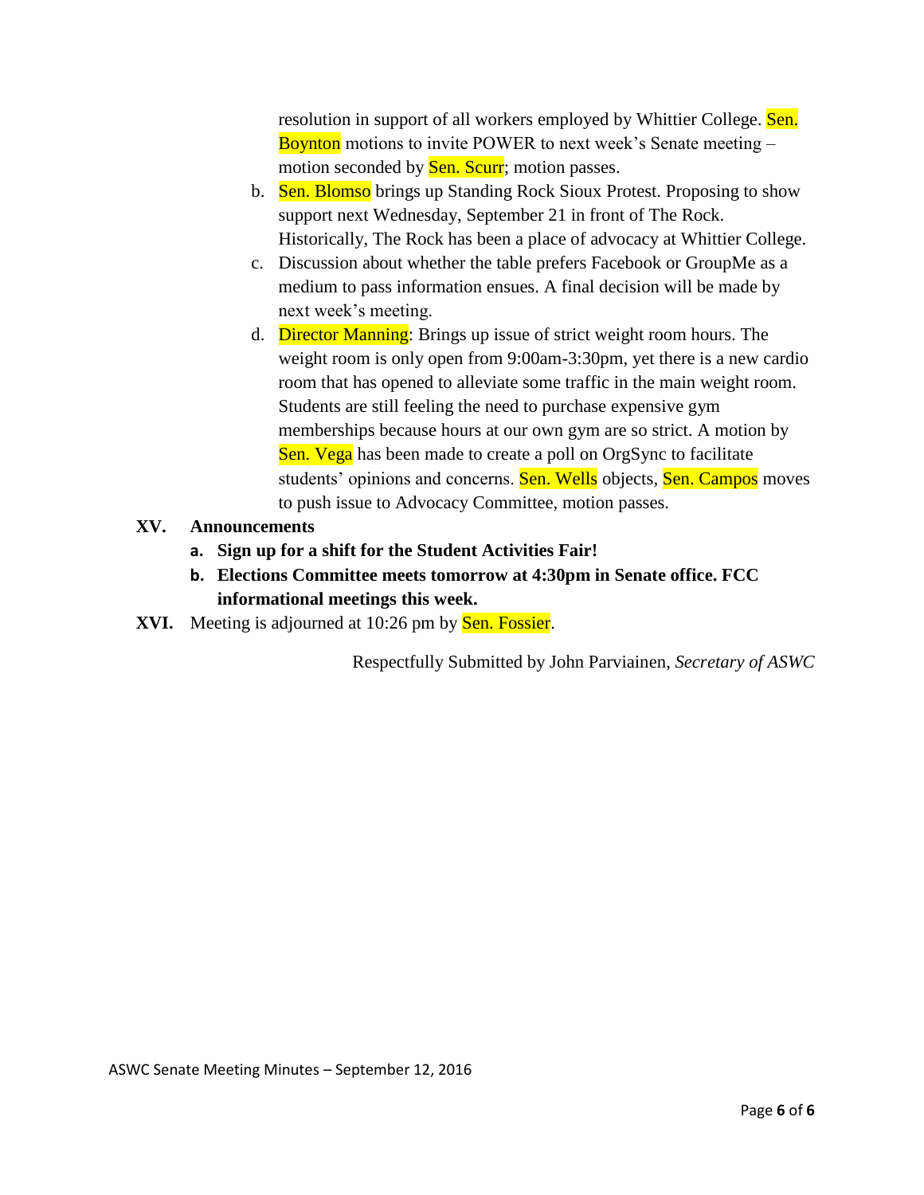resolution in support of all workers employed by Whittier College. Sen. Boynton motions to invite POWER to next week's Senate meeting – motion seconded by Sen. Scurr; motion passes.

b. Sen. Blomso brings up Standing Rock Sioux Protest. Proposing to show support next Wednesday, September 21 in front of The Rock. Historically, The Rock has been a place of advocacy at Whittier College.

c. Discussion about whether the table prefers Facebook or GroupMe as a medium to pass information ensues. A final decision will be made by next week's meeting.

d. Director Manning: Brings up issue of strict weight room hours. The weight room is only open from 9:00am-3:30pm, yet there is a new cardio room that has opened to alleviate some traffic in the main weight room. Students are still feeling the need to purchase expensive gym memberships because hours at our own gym are so strict. A motion by Sen. Vega has been made to create a poll on OrgSync to facilitate students' opinions and concerns. Sen. Wells objects, Sen. Campos moves to push issue to Advocacy Committee, motion passes.

**XV. Announcements**

a. **Sign up for a shift for the Student Activities Fair!**

b. **Elections Committee meets tomorrow at 4:30pm in Senate office. FCC informational meetings this week.**

**XVI.** Meeting is adjourned at 10:26 pm by Sen. Fossier.

Respectfully Submitted by John Parviainen, *Secretary of ASWC*